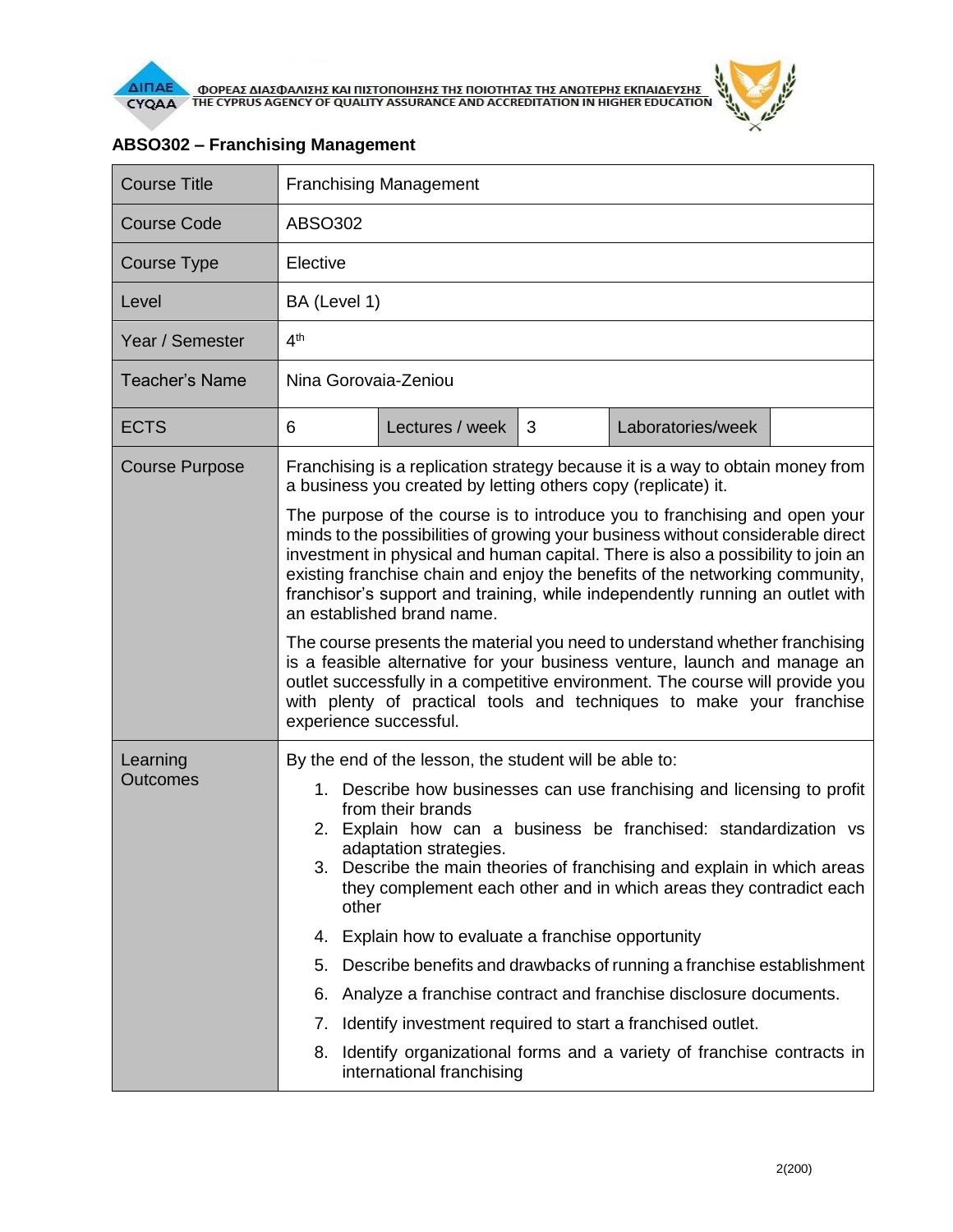## ABSO302 – Franchising Management

| Course Title | Franchising Management | | | | |
|---|---|---|---|---|---|
| Course Code | ABSO302 | | | | |
| Course Type | Elective | | | | |
| Level | BA (Level 1) | | | | |
| Year / Semester | 4th | | | | |
| Teacher's Name | Nina Gorovaia-Zeniou | | | | |
| ECTS | 6 | Lectures / week | 3 | Laboratories/week | |
| Course Purpose | Franchising is a replication strategy because it is a way to obtain money from a business you created by letting others copy (replicate) it.<br><br>The purpose of the course is to introduce you to franchising and open your minds to the possibilities of growing your business without considerable direct investment in physical and human capital. There is also a possibility to join an existing franchise chain and enjoy the benefits of the networking community, franchisor's support and training, while independently running an outlet with an established brand name.<br><br>The course presents the material you need to understand whether franchising is a feasible alternative for your business venture, launch and manage an outlet successfully in a competitive environment. The course will provide you with plenty of practical tools and techniques to make your franchise experience successful. | | | | |
| Learning Outcomes | By the end of the lesson, the student will be able to:<br>1. Describe how businesses can use franchising and licensing to profit from their brands<br>2. Explain how can a business be franchised: standardization vs adaptation strategies.<br>3. Describe the main theories of franchising and explain in which areas they complement each other and in which areas they contradict each other<br>4. Explain how to evaluate a franchise opportunity<br>5. Describe benefits and drawbacks of running a franchise establishment<br>6. Analyze a franchise contract and franchise disclosure documents.<br>7. Identify investment required to start a franchised outlet.<br>8. Identify organizational forms and a variety of franchise contracts in international franchising | | | | |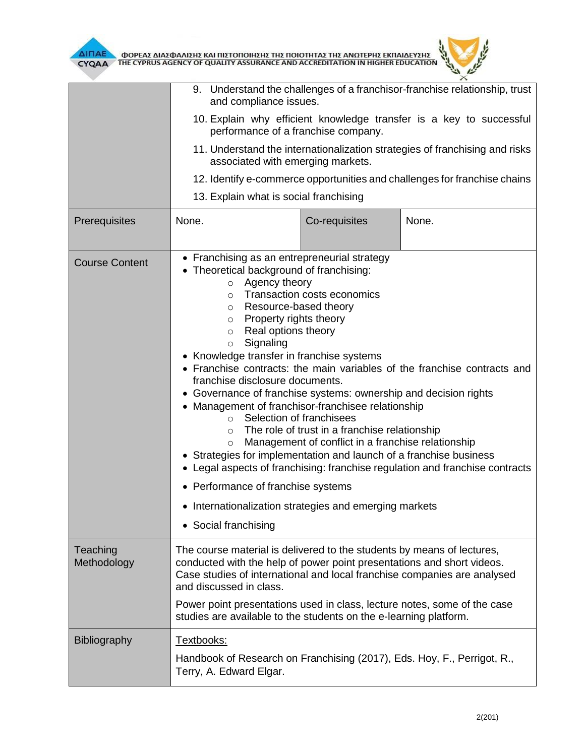| | | | |
|---|---|---|---|
| | 9. Understand the challenges of a franchisor-franchise relationship, trust and compliance issues.<br>10. Explain why efficient knowledge transfer is a key to successful performance of a franchise company.<br>11. Understand the internationalization strategies of franchising and risks associated with emerging markets.<br>12. Identify e-commerce opportunities and challenges for franchise chains<br>13. Explain what is social franchising | | |
| Prerequisites | None. | Co-requisites | None. |
| Course Content | • Franchising as an entrepreneurial strategy<br>• Theoretical background of franchising:<br>&nbsp;&nbsp;&nbsp;&nbsp;○ Agency theory<br>&nbsp;&nbsp;&nbsp;&nbsp;○ Transaction costs economics<br>&nbsp;&nbsp;&nbsp;&nbsp;○ Resource-based theory<br>&nbsp;&nbsp;&nbsp;&nbsp;○ Property rights theory<br>&nbsp;&nbsp;&nbsp;&nbsp;○ Real options theory<br>&nbsp;&nbsp;&nbsp;&nbsp;○ Signaling<br>• Knowledge transfer in franchise systems<br>• Franchise contracts: the main variables of the franchise contracts and franchise disclosure documents.<br>• Governance of franchise systems: ownership and decision rights<br>• Management of franchisor-franchisee relationship<br>&nbsp;&nbsp;&nbsp;&nbsp;○ Selection of franchisees<br>&nbsp;&nbsp;&nbsp;&nbsp;○ The role of trust in a franchise relationship<br>&nbsp;&nbsp;&nbsp;&nbsp;○ Management of conflict in a franchise relationship<br>• Strategies for implementation and launch of a franchise business<br>• Legal aspects of franchising: franchise regulation and franchise contracts<br>• Performance of franchise systems<br>• Internationalization strategies and emerging markets<br>• Social franchising | | |
| Teaching Methodology | The course material is delivered to the students by means of lectures, conducted with the help of power point presentations and short videos. Case studies of international and local franchise companies are analysed and discussed in class.<br><br>Power point presentations used in class, lecture notes, some of the case studies are available to the students on the e-learning platform. | | |
| Bibliography | <u>Textbooks:</u><br><br>Handbook of Research on Franchising (2017), Eds. Hoy, F., Perrigot, R., Terry, A. Edward Elgar. | | |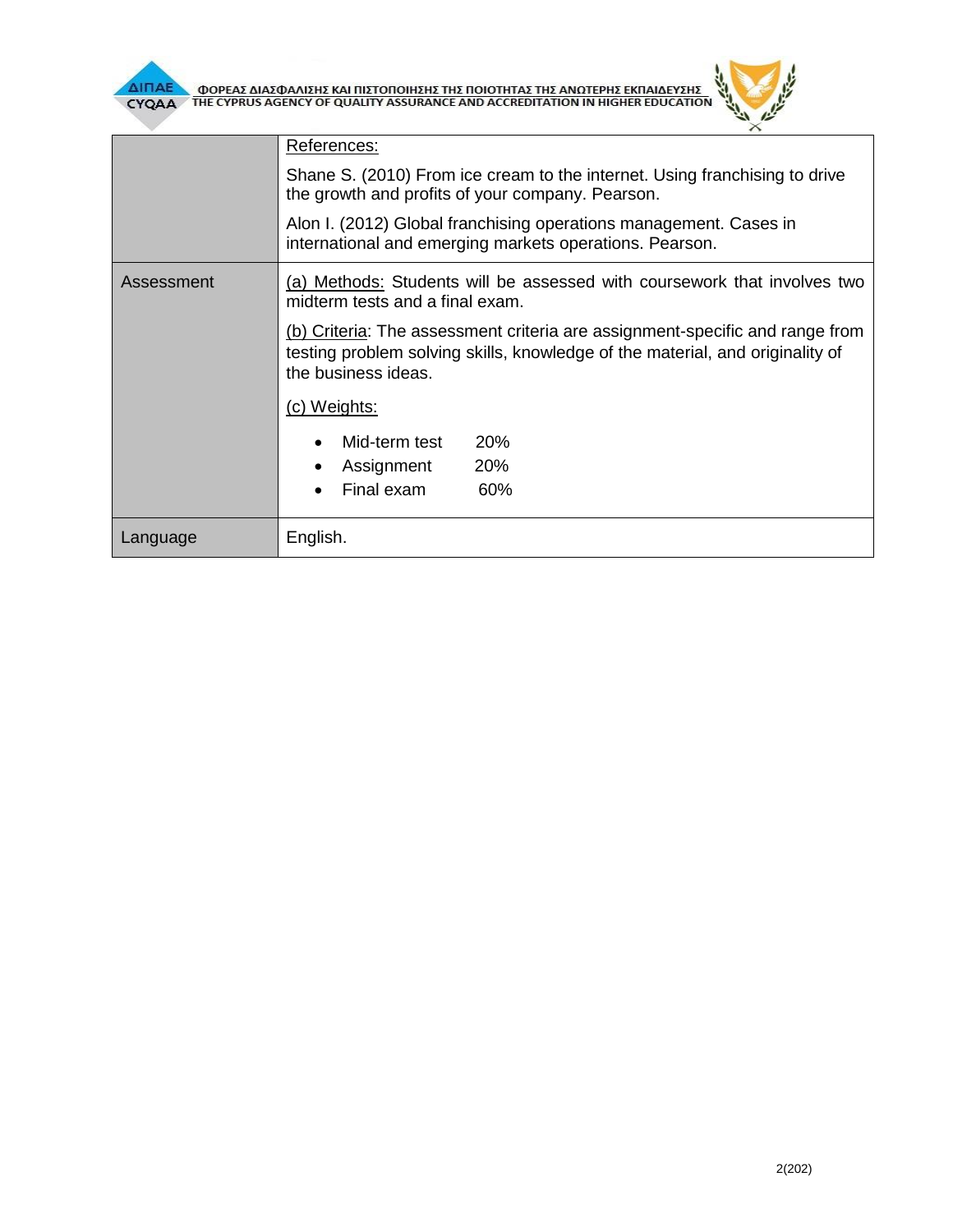| | |
|---|---|
| | References:<br><br>Shane S. (2010) From ice cream to the internet. Using franchising to drive the growth and profits of your company. Pearson.<br><br>Alon I. (2012) Global franchising operations management. Cases in international and emerging markets operations. Pearson. |
| Assessment | (a) Methods: Students will be assessed with coursework that involves two midterm tests and a final exam.<br><br>(b) Criteria: The assessment criteria are assignment-specific and range from testing problem solving skills, knowledge of the material, and originality of the business ideas.<br><br>(c) Weights:<br><br>• Mid-term test 20%<br>• Assignment 20%<br>• Final exam 60% |
| Language | English. |